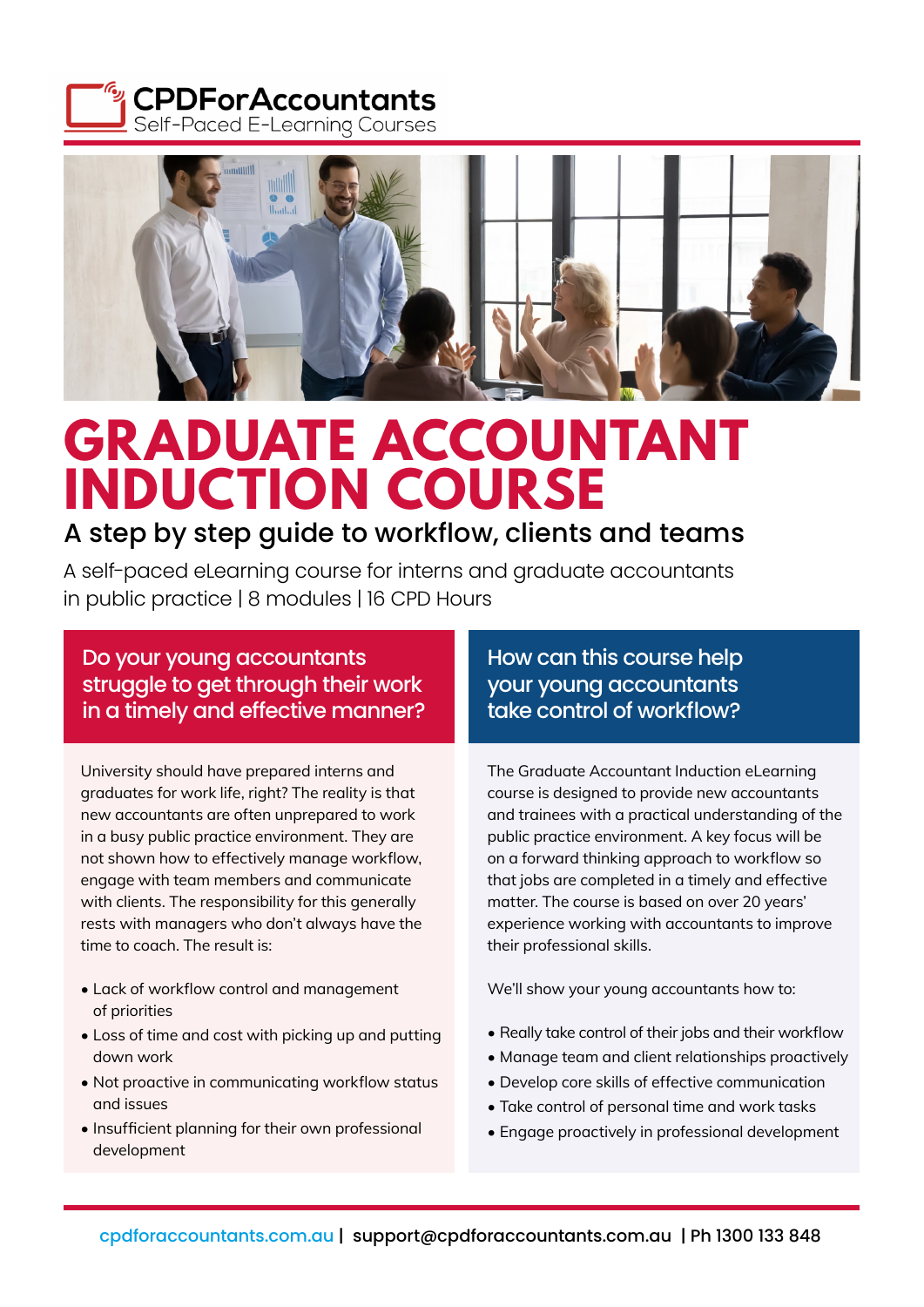CPDForAccountants
Self-Paced E-Learning Courses

# GRADUATE ACCOUNTANT INDUCTION COURSE

## A step by step guide to workflow, clients and teams

A self-paced eLearning course for interns and graduate accountants in public practice | 8 modules | 16 CPD Hours

### Do your young accountants struggle to get through their work in a timely and effective manner?

University should have prepared interns and graduates for work life, right? The reality is that new accountants are often unprepared to work in a busy public practice environment. They are not shown how to effectively manage workflow, engage with team members and communicate with clients. The responsibility for this generally rests with managers who don't always have the time to coach. The result is:

- Lack of workflow control and management of priorities
- Loss of time and cost with picking up and putting down work
- Not proactive in communicating workflow status and issues
- Insufficient planning for their own professional development

### How can this course help your young accountants take control of workflow?

The Graduate Accountant Induction eLearning course is designed to provide new accountants and trainees with a practical understanding of the public practice environment. A key focus will be on a forward thinking approach to workflow so that jobs are completed in a timely and effective matter. The course is based on over 20 years' experience working with accountants to improve their professional skills.

We'll show your young accountants how to:

- Really take control of their jobs and their workflow
- Manage team and client relationships proactively
- Develop core skills of effective communication
- Take control of personal time and work tasks
- Engage proactively in professional development

cpdforaccountants.com.au | support@cpdforaccountants.com.au | Ph 1300 133 848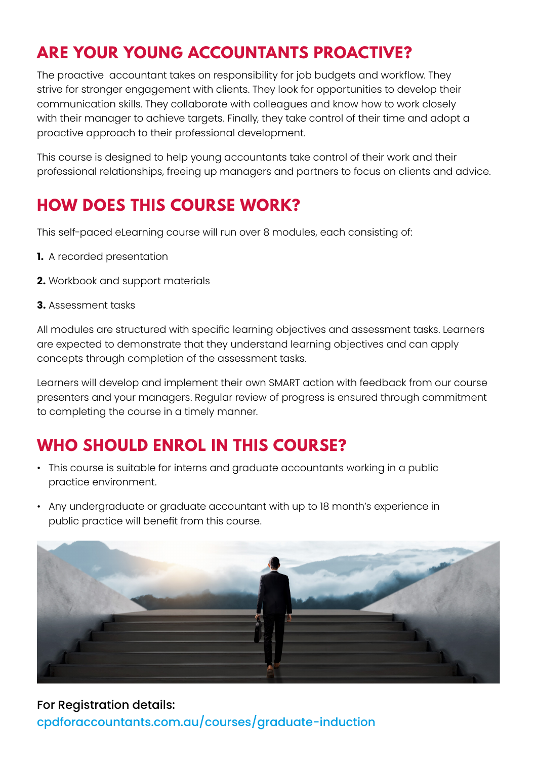## ARE YOUR YOUNG ACCOUNTANTS PROACTIVE?

The proactive accountant takes on responsibility for job budgets and workflow. They strive for stronger engagement with clients. They look for opportunities to develop their communication skills. They collaborate with colleagues and know how to work closely with their manager to achieve targets. Finally, they take control of their time and adopt a proactive approach to their professional development.

This course is designed to help young accountants take control of their work and their professional relationships, freeing up managers and partners to focus on clients and advice.

## HOW DOES THIS COURSE WORK?

This self-paced eLearning course will run over 8 modules, each consisting of:

1. A recorded presentation
2. Workbook and support materials
3. Assessment tasks

All modules are structured with specific learning objectives and assessment tasks. Learners are expected to demonstrate that they understand learning objectives and can apply concepts through completion of the assessment tasks.

Learners will develop and implement their own SMART action with feedback from our course presenters and your managers. Regular review of progress is ensured through commitment to completing the course in a timely manner.

## WHO SHOULD ENROL IN THIS COURSE?

- This course is suitable for interns and graduate accountants working in a public practice environment.
- Any undergraduate or graduate accountant with up to 18 month's experience in public practice will benefit from this course.

**For Registration details:**
cpdforaccountants.com.au/courses/graduate-induction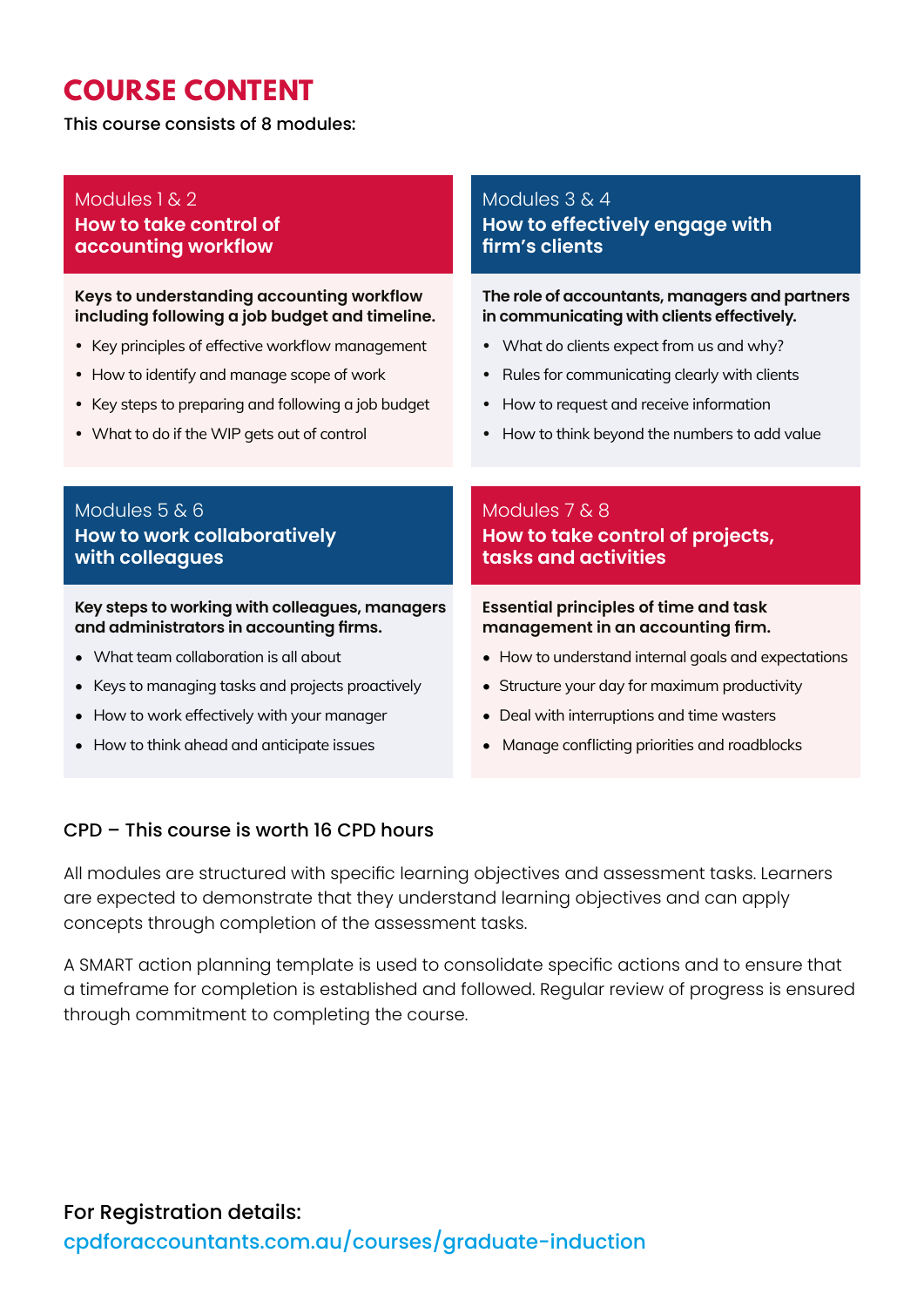# COURSE CONTENT

This course consists of 8 modules:

## Modules 1 & 2
### How to take control of accounting workflow

**Keys to understanding accounting workflow including following a job budget and timeline.**

- Key principles of effective workflow management
- How to identify and manage scope of work
- Key steps to preparing and following a job budget
- What to do if the WIP gets out of control

## Modules 3 & 4
### How to effectively engage with firm's clients

**The role of accountants, managers and partners in communicating with clients effectively.**

- What do clients expect from us and why?
- Rules for communicating clearly with clients
- How to request and receive information
- How to think beyond the numbers to add value

## Modules 5 & 6
### How to work collaboratively with colleagues

**Key steps to working with colleagues, managers and administrators in accounting firms.**

- What team collaboration is all about
- Keys to managing tasks and projects proactively
- How to work effectively with your manager
- How to think ahead and anticipate issues

## Modules 7 & 8
### How to take control of projects, tasks and activities

**Essential principles of time and task management in an accounting firm.**

- How to understand internal goals and expectations
- Structure your day for maximum productivity
- Deal with interruptions and time wasters
- Manage conflicting priorities and roadblocks

CPD – This course is worth 16 CPD hours

All modules are structured with specific learning objectives and assessment tasks. Learners are expected to demonstrate that they understand learning objectives and can apply concepts through completion of the assessment tasks.

A SMART action planning template is used to consolidate specific actions and to ensure that a timeframe for completion is established and followed. Regular review of progress is ensured through commitment to completing the course.

For Registration details:
cpdforaccountants.com.au/courses/graduate-induction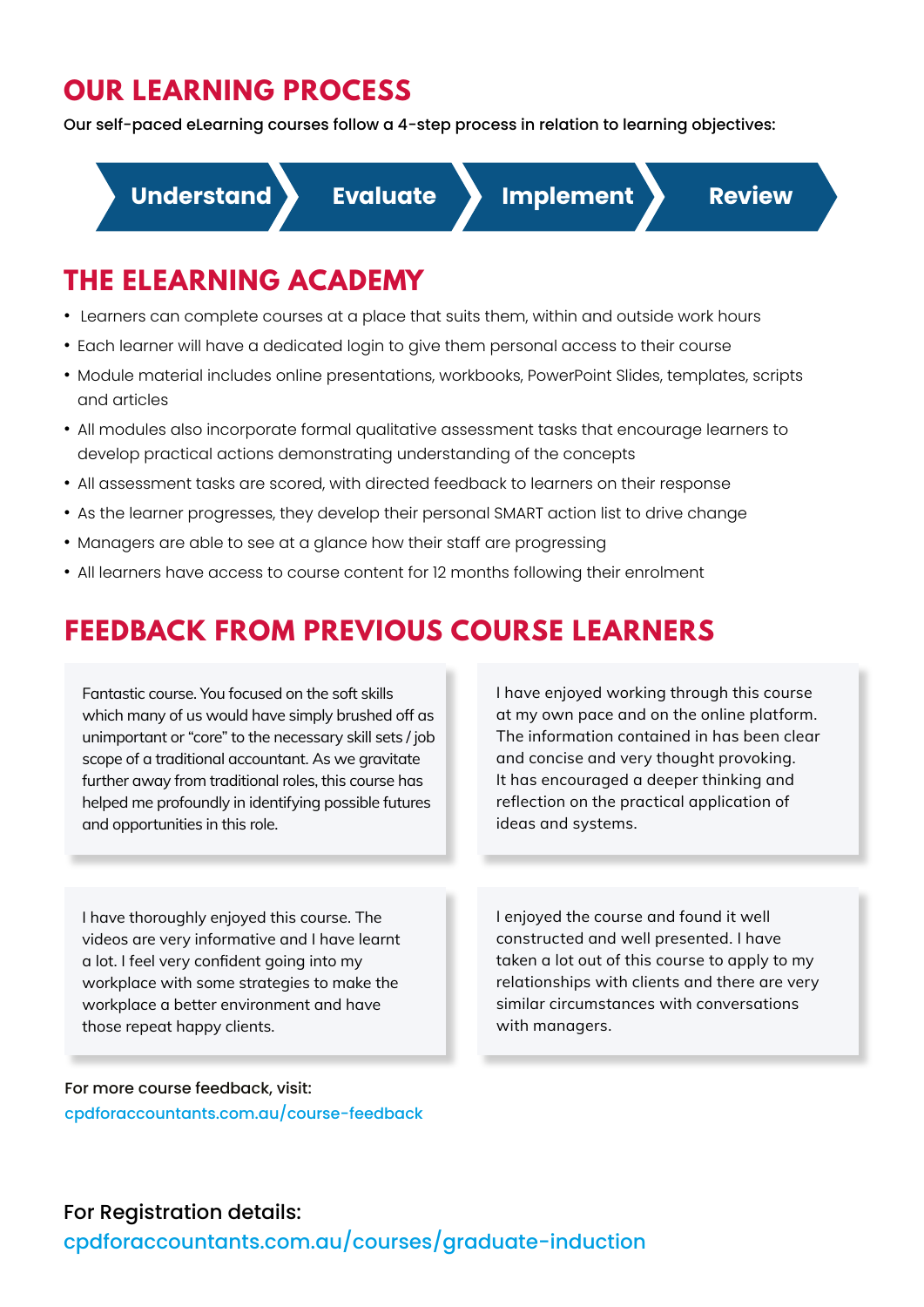## OUR LEARNING PROCESS

Our self-paced eLearning courses follow a 4-step process in relation to learning objectives:

Understand → Evaluate → Implement → Review

## THE ELEARNING ACADEMY

- Learners can complete courses at a place that suits them, within and outside work hours
- Each learner will have a dedicated login to give them personal access to their course
- Module material includes online presentations, workbooks, PowerPoint Slides, templates, scripts and articles
- All modules also incorporate formal qualitative assessment tasks that encourage learners to develop practical actions demonstrating understanding of the concepts
- All assessment tasks are scored, with directed feedback to learners on their response
- As the learner progresses, they develop their personal SMART action list to drive change
- Managers are able to see at a glance how their staff are progressing
- All learners have access to course content for 12 months following their enrolment

## FEEDBACK FROM PREVIOUS COURSE LEARNERS

Fantastic course. You focused on the soft skills which many of us would have simply brushed off as unimportant or "core" to the necessary skill sets / job scope of a traditional accountant. As we gravitate further away from traditional roles, this course has helped me profoundly in identifying possible futures and opportunities in this role.

I have enjoyed working through this course at my own pace and on the online platform. The information contained in has been clear and concise and very thought provoking. It has encouraged a deeper thinking and reflection on the practical application of ideas and systems.

I have thoroughly enjoyed this course. The videos are very informative and I have learnt a lot. I feel very confident going into my workplace with some strategies to make the workplace a better environment and have those repeat happy clients.

I enjoyed the course and found it well constructed and well presented. I have taken a lot out of this course to apply to my relationships with clients and there are very similar circumstances with conversations with managers.

For more course feedback, visit:
cpdforaccountants.com.au/course-feedback

For Registration details:
cpdforaccountants.com.au/courses/graduate-induction